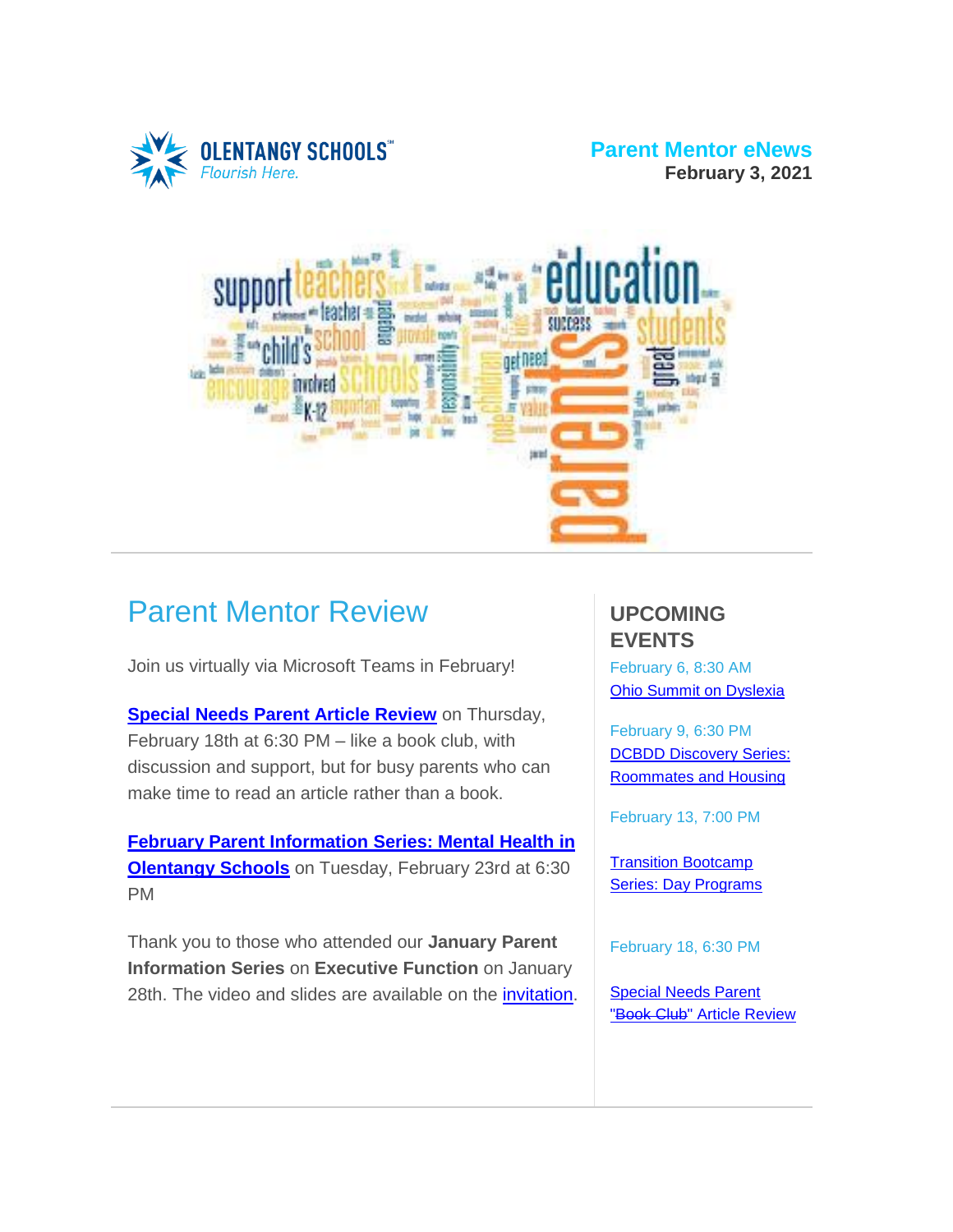OLENTANGY SCHOOLS
Flourish Here.

**Parent Mentor eNews**
**February 3, 2021**

# Parent Mentor Review

Join us virtually via Microsoft Teams in February!

**Special Needs Parent Article Review** on Thursday, February 18th at 6:30 PM – like a book club, with discussion and support, but for busy parents who can make time to read an article rather than a book.

**February Parent Information Series: Mental Health in Olentangy Schools** on Tuesday, February 23rd at 6:30 PM

Thank you to those who attended our **January Parent Information Series** on **Executive Function** on January 28th. The video and slides are available on the invitation.

## UPCOMING EVENTS

February 6, 8:30 AM
Ohio Summit on Dyslexia

February 9, 6:30 PM
DCBDD Discovery Series: Roommates and Housing

February 13, 7:00 PM

Transition Bootcamp Series: Day Programs

February 18, 6:30 PM

Special Needs Parent "~~Book Club~~" Article Review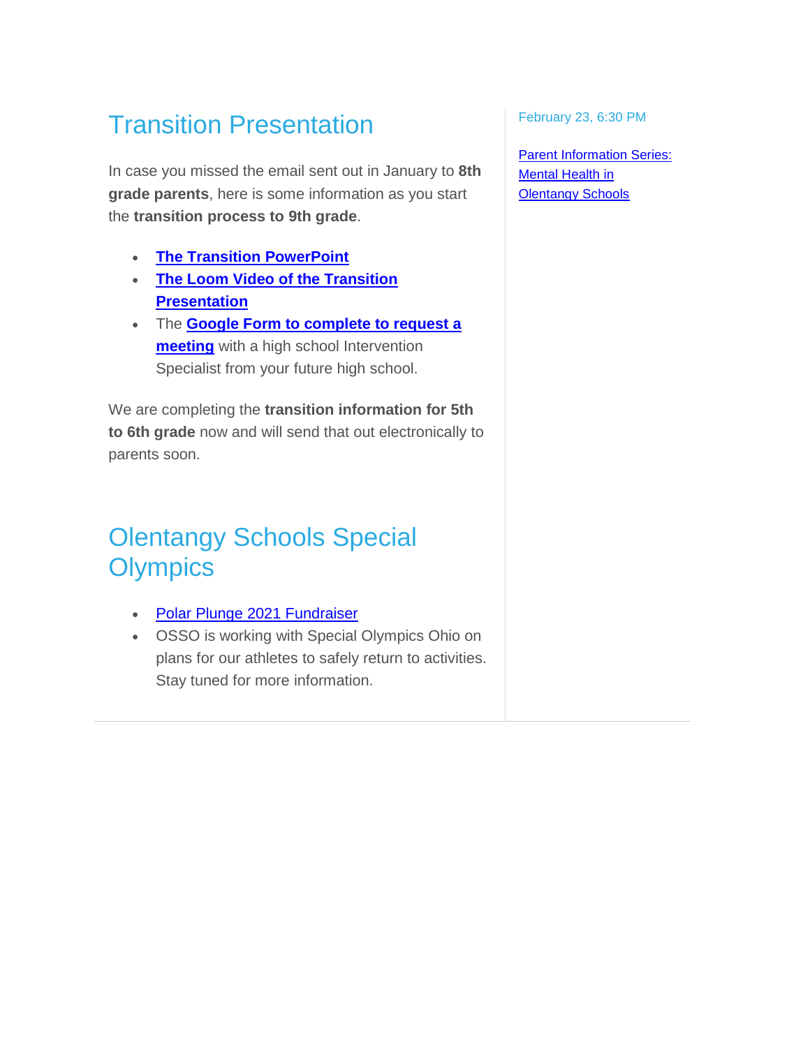## Transition Presentation

In case you missed the email sent out in January to **8th grade parents**, here is some information as you start the **transition process to 9th grade**.

- **The Transition PowerPoint**
- **The Loom Video of the Transition Presentation**
- The **Google Form to complete to request a meeting** with a high school Intervention Specialist from your future high school.

We are completing the **transition information for 5th to 6th grade** now and will send that out electronically to parents soon.

## Olentangy Schools Special Olympics

- Polar Plunge 2021 Fundraiser
- OSSO is working with Special Olympics Ohio on plans for our athletes to safely return to activities. Stay tuned for more information.

February 23, 6:30 PM

Parent Information Series: Mental Health in Olentangy Schools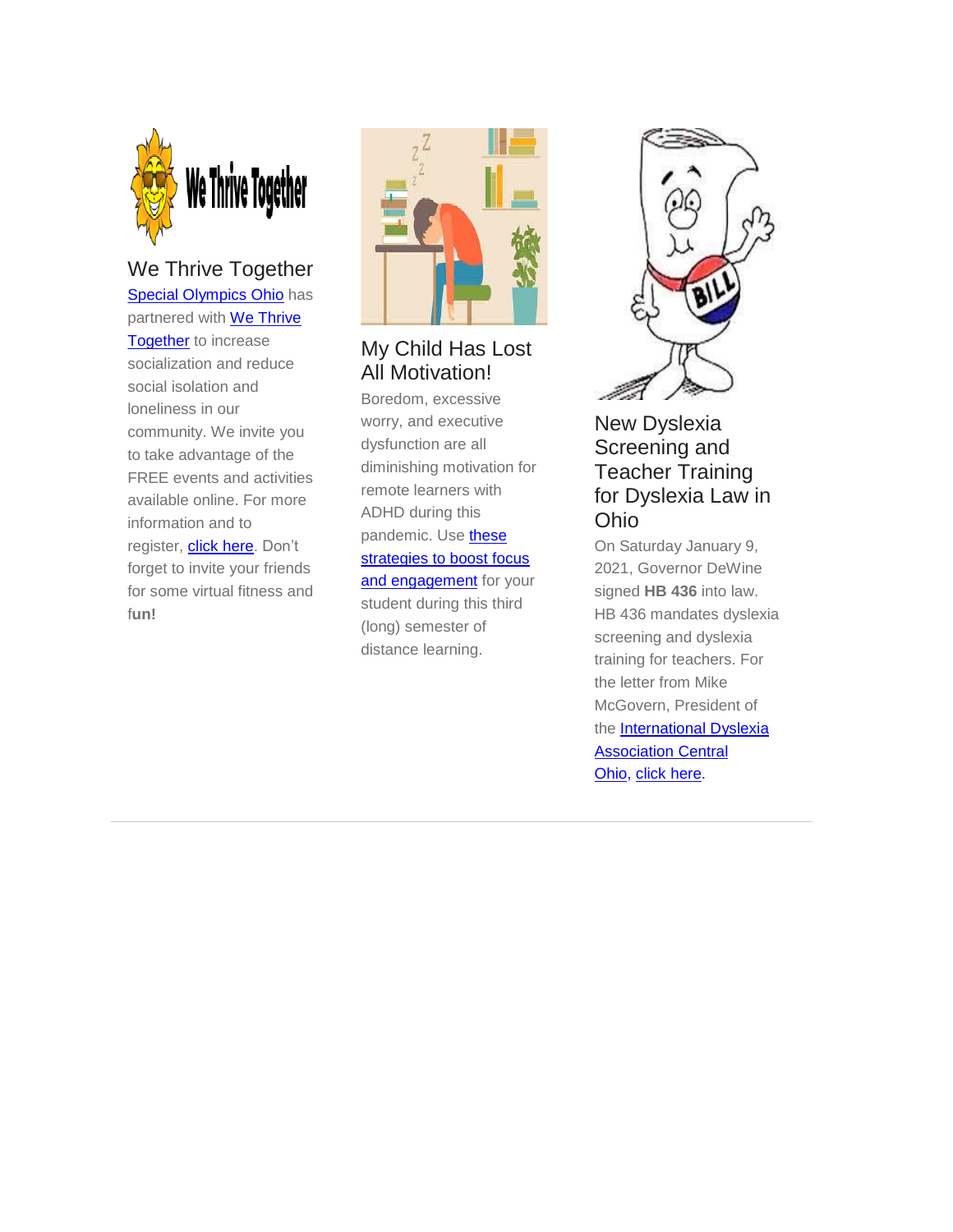## We Thrive Together

Special Olympics Ohio has partnered with We Thrive Together to increase socialization and reduce social isolation and loneliness in our community. We invite you to take advantage of the FREE events and activities available online. For more information and to register, click here. Don't forget to invite your friends for some virtual fitness and f**un!**

## My Child Has Lost All Motivation!

Boredom, excessive worry, and executive dysfunction are all diminishing motivation for remote learners with ADHD during this pandemic. Use these strategies to boost focus and engagement for your student during this third (long) semester of distance learning.

## New Dyslexia Screening and Teacher Training for Dyslexia Law in Ohio

On Saturday January 9, 2021, Governor DeWine signed **HB 436** into law. HB 436 mandates dyslexia screening and dyslexia training for teachers. For the letter from Mike McGovern, President of the International Dyslexia Association Central Ohio, click here.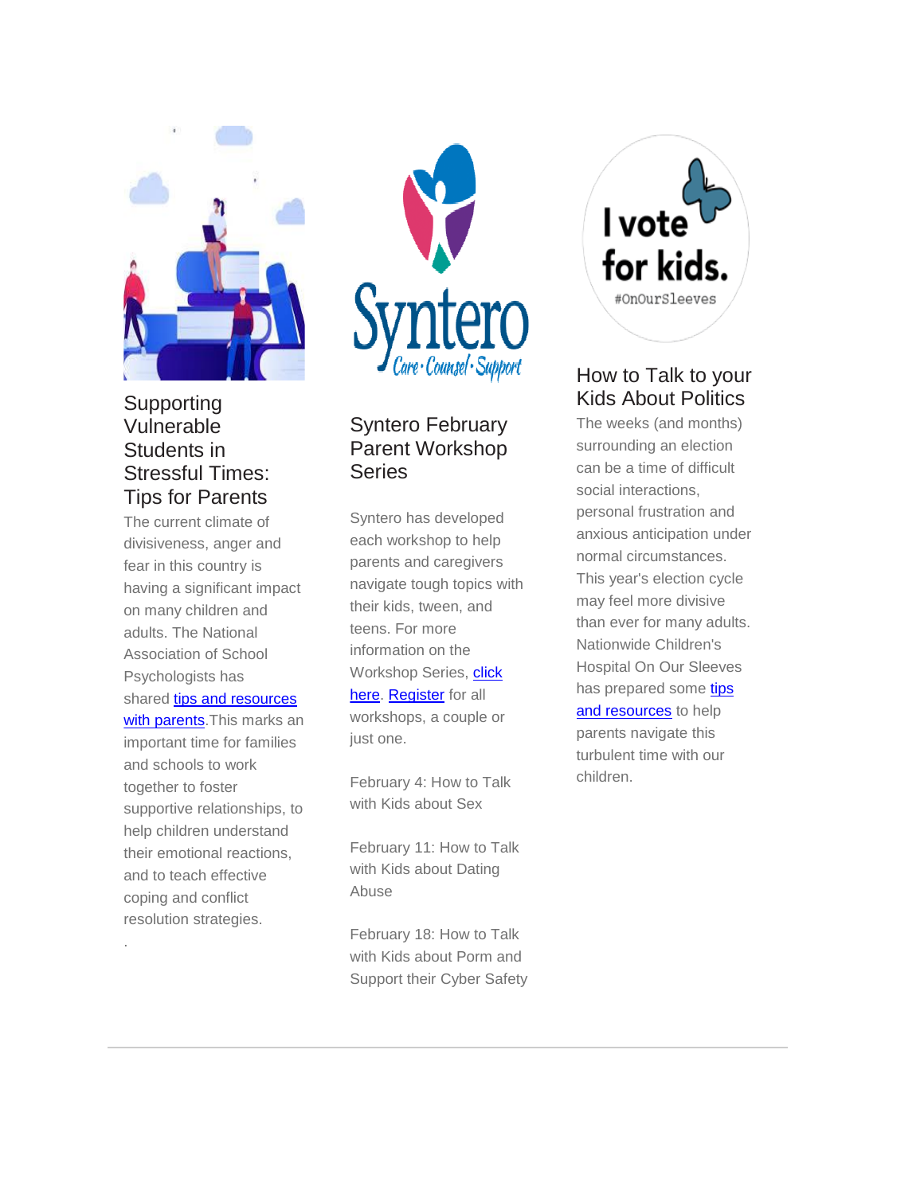## Supporting Vulnerable Students in Stressful Times: Tips for Parents

The current climate of divisiveness, anger and fear in this country is having a significant impact on many children and adults. The National Association of School Psychologists has shared tips and resources with parents.This marks an important time for families and schools to work together to foster supportive relationships, to help children understand their emotional reactions, and to teach effective coping and conflict resolution strategies.

.

## Syntero February Parent Workshop Series

Syntero has developed each workshop to help parents and caregivers navigate tough topics with their kids, tween, and teens. For more information on the Workshop Series, click here. Register for all workshops, a couple or just one.

February 4: How to Talk with Kids about Sex

February 11: How to Talk with Kids about Dating Abuse

February 18: How to Talk with Kids about Porm and Support their Cyber Safety

## How to Talk to your Kids About Politics

The weeks (and months) surrounding an election can be a time of difficult social interactions, personal frustration and anxious anticipation under normal circumstances. This year's election cycle may feel more divisive than ever for many adults. Nationwide Children's Hospital On Our Sleeves has prepared some tips and resources to help parents navigate this turbulent time with our children.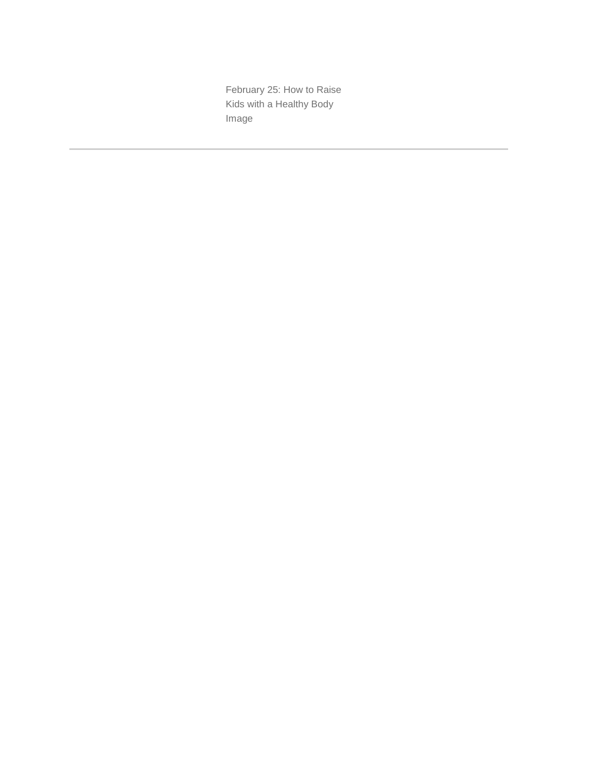February 25: How to Raise Kids with a Healthy Body Image

---